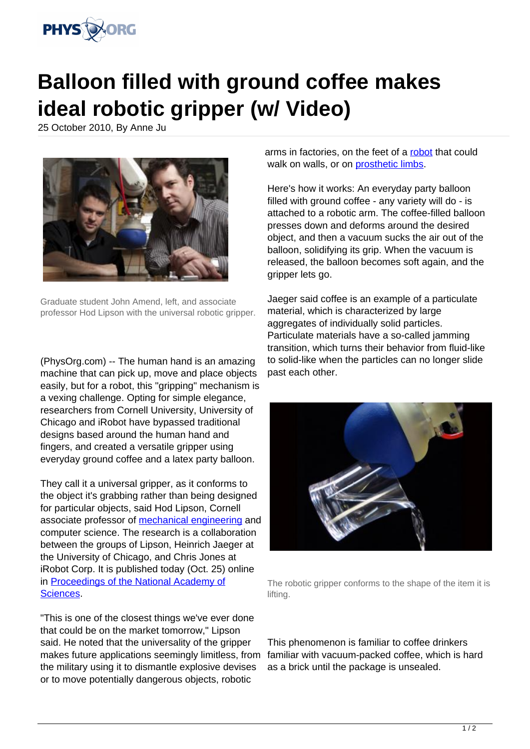# Balloon filled with ground coffee makes ideal robotic gripper (w/ Video)

25 October 2010, By Anne Ju

Graduate student John Amend, left, and associate professor Hod Lipson with the universal robotic gripper.

(PhysOrg.com) -- The human hand is an amazing machine that can pick up, move and place objects easily, but for a robot, this "gripping" mechanism is a vexing challenge. Opting for simple elegance, researchers from Cornell University, University of Chicago and iRobot have bypassed traditional designs based around the human hand and fingers, and created a versatile gripper using everyday ground coffee and a latex party balloon.

They call it a universal gripper, as it conforms to the object it's grabbing rather than being designed for particular objects, said Hod Lipson, Cornell associate professor of mechanical engineering and computer science. The research is a collaboration between the groups of Lipson, Heinrich Jaeger at the University of Chicago, and Chris Jones at iRobot Corp. It is published today (Oct. 25) online in Proceedings of the National Academy of Sciences.

"This is one of the closest things we've ever done that could be on the market tomorrow," Lipson said. He noted that the universality of the gripper makes future applications seemingly limitless, from the military using it to dismantle explosive devises or to move potentially dangerous objects, robotic arms in factories, on the feet of a robot that could walk on walls, or on prosthetic limbs.

Here's how it works: An everyday party balloon filled with ground coffee - any variety will do - is attached to a robotic arm. The coffee-filled balloon presses down and deforms around the desired object, and then a vacuum sucks the air out of the balloon, solidifying its grip. When the vacuum is released, the balloon becomes soft again, and the gripper lets go.

Jaeger said coffee is an example of a particulate material, which is characterized by large aggregates of individually solid particles. Particulate materials have a so-called jamming transition, which turns their behavior from fluid-like to solid-like when the particles can no longer slide past each other.

The robotic gripper conforms to the shape of the item it is lifting.

This phenomenon is familiar to coffee drinkers familiar with vacuum-packed coffee, which is hard as a brick until the package is unsealed.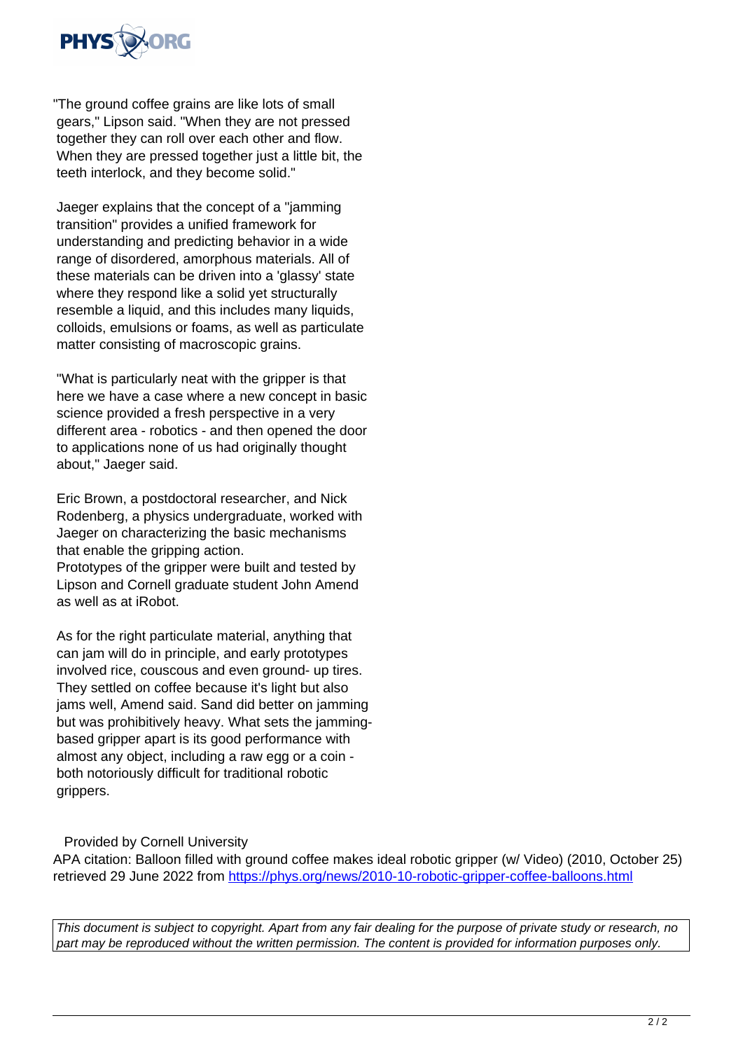"The ground coffee grains are like lots of small gears," Lipson said. "When they are not pressed together they can roll over each other and flow. When they are pressed together just a little bit, the teeth interlock, and they become solid."

Jaeger explains that the concept of a "jamming transition" provides a unified framework for understanding and predicting behavior in a wide range of disordered, amorphous materials. All of these materials can be driven into a 'glassy' state where they respond like a solid yet structurally resemble a liquid, and this includes many liquids, colloids, emulsions or foams, as well as particulate matter consisting of macroscopic grains.

"What is particularly neat with the gripper is that here we have a case where a new concept in basic science provided a fresh perspective in a very different area - robotics - and then opened the door to applications none of us had originally thought about," Jaeger said.

Eric Brown, a postdoctoral researcher, and Nick Rodenberg, a physics undergraduate, worked with Jaeger on characterizing the basic mechanisms that enable the gripping action.

Prototypes of the gripper were built and tested by Lipson and Cornell graduate student John Amend as well as at iRobot.

As for the right particulate material, anything that can jam will do in principle, and early prototypes involved rice, couscous and even ground- up tires. They settled on coffee because it's light but also jams well, Amend said. Sand did better on jamming but was prohibitively heavy. What sets the jamming-based gripper apart is its good performance with almost any object, including a raw egg or a coin - both notoriously difficult for traditional robotic grippers.

Provided by Cornell University

APA citation: Balloon filled with ground coffee makes ideal robotic gripper (w/ Video) (2010, October 25) retrieved 29 June 2022 from https://phys.org/news/2010-10-robotic-gripper-coffee-balloons.html

*This document is subject to copyright. Apart from any fair dealing for the purpose of private study or research, no part may be reproduced without the written permission. The content is provided for information purposes only.*